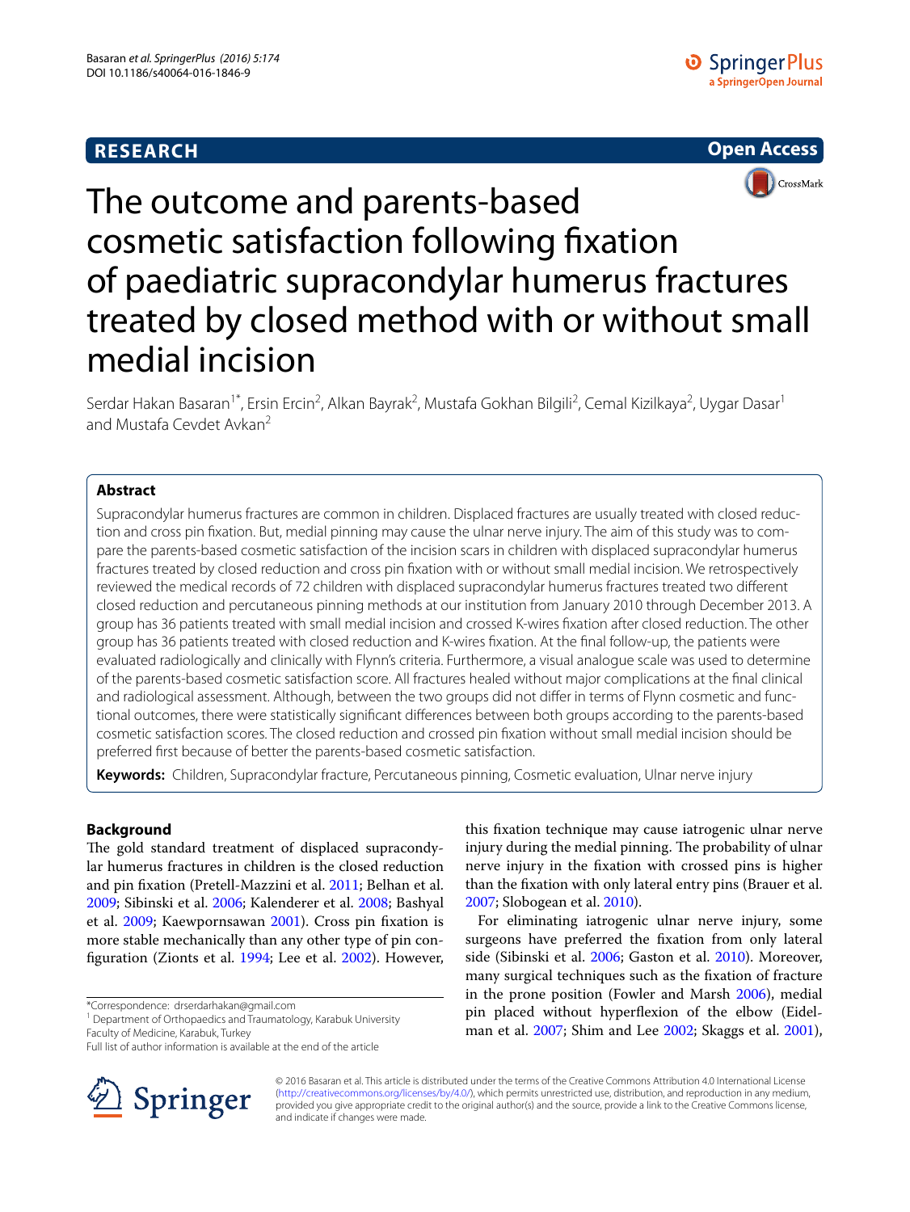**RESEARCH** **Open Access**

# The outcome and parents-based cosmetic satisfaction following fixation of paediatric supracondylar humerus fractures treated by closed method with or without small medial incision

Serdar Hakan Basaran[1*], Ersin Ercin[2], Alkan Bayrak[2], Mustafa Gokhan Bilgili[2], Cemal Kizilkaya[2], Uygar Dasar[1] and Mustafa Cevdet Avkan[2]

## Abstract

Supracondylar humerus fractures are common in children. Displaced fractures are usually treated with closed reduction and cross pin fixation. But, medial pinning may cause the ulnar nerve injury. The aim of this study was to compare the parents-based cosmetic satisfaction of the incision scars in children with displaced supracondylar humerus fractures treated by closed reduction and cross pin fixation with or without small medial incision. We retrospectively reviewed the medical records of 72 children with displaced supracondylar humerus fractures treated two different closed reduction and percutaneous pinning methods at our institution from January 2010 through December 2013. A group has 36 patients treated with small medial incision and crossed K-wires fixation after closed reduction. The other group has 36 patients treated with closed reduction and K-wires fixation. At the final follow-up, the patients were evaluated radiologically and clinically with Flynn's criteria. Furthermore, a visual analogue scale was used to determine of the parents-based cosmetic satisfaction score. All fractures healed without major complications at the final clinical and radiological assessment. Although, between the two groups did not differ in terms of Flynn cosmetic and functional outcomes, there were statistically significant differences between both groups according to the parents-based cosmetic satisfaction scores. The closed reduction and crossed pin fixation without small medial incision should be preferred first because of better the parents-based cosmetic satisfaction.

**Keywords:** Children, Supracondylar fracture, Percutaneous pinning, Cosmetic evaluation, Ulnar nerve injury

## Background

The gold standard treatment of displaced supracondylar humerus fractures in children is the closed reduction and pin fixation (Pretell-Mazzini et al. 2011; Belhan et al. 2009; Sibinski et al. 2006; Kalenderer et al. 2008; Bashyal et al. 2009; Kaewpornsawan 2001). Cross pin fixation is more stable mechanically than any other type of pin configuration (Zionts et al. 1994; Lee et al. 2002). However, this fixation technique may cause iatrogenic ulnar nerve injury during the medial pinning. The probability of ulnar nerve injury in the fixation with crossed pins is higher than the fixation with only lateral entry pins (Brauer et al. 2007; Slobogean et al. 2010).

For eliminating iatrogenic ulnar nerve injury, some surgeons have preferred the fixation from only lateral side (Sibinski et al. 2006; Gaston et al. 2010). Moreover, many surgical techniques such as the fixation of fracture in the prone position (Fowler and Marsh 2006), medial pin placed without hyperflexion of the elbow (Eidelman et al. 2007; Shim and Lee 2002; Skaggs et al. 2001),

*Correspondence: drserdarhakan@gmail.com
[1] Department of Orthopaedics and Traumatology, Karabuk University Faculty of Medicine, Karabuk, Turkey
Full list of author information is available at the end of the article

© 2016 Basaran et al. This article is distributed under the terms of the Creative Commons Attribution 4.0 International License (http://creativecommons.org/licenses/by/4.0/), which permits unrestricted use, distribution, and reproduction in any medium, provided you give appropriate credit to the original author(s) and the source, provide a link to the Creative Commons license, and indicate if changes were made.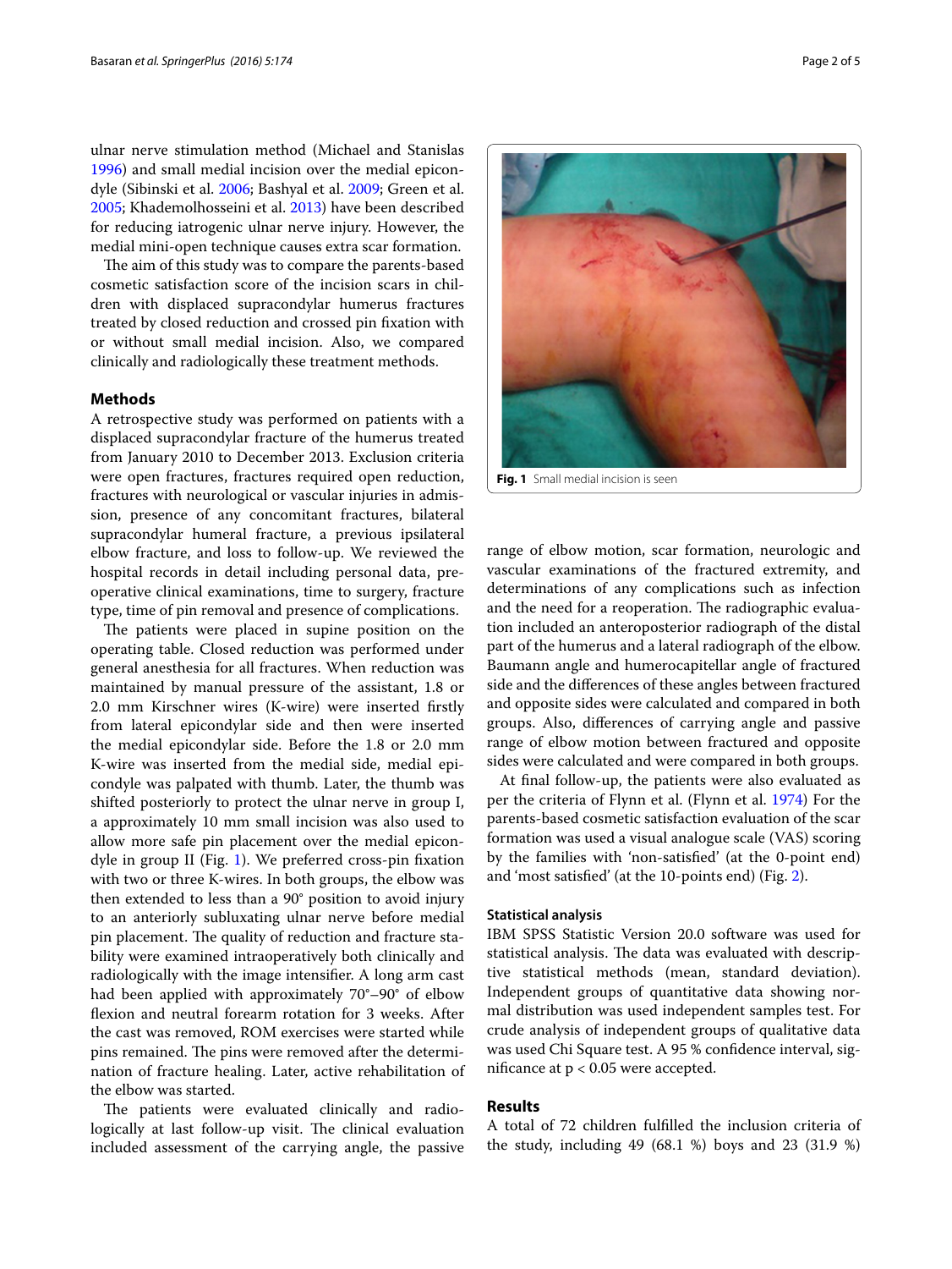ulnar nerve stimulation method (Michael and Stanislas 1996) and small medial incision over the medial epicondyle (Sibinski et al. 2006; Bashyal et al. 2009; Green et al. 2005; Khademolhosseini et al. 2013) have been described for reducing iatrogenic ulnar nerve injury. However, the medial mini-open technique causes extra scar formation.

The aim of this study was to compare the parents-based cosmetic satisfaction score of the incision scars in children with displaced supracondylar humerus fractures treated by closed reduction and crossed pin fixation with or without small medial incision. Also, we compared clinically and radiologically these treatment methods.

## Methods

A retrospective study was performed on patients with a displaced supracondylar fracture of the humerus treated from January 2010 to December 2013. Exclusion criteria were open fractures, fractures required open reduction, fractures with neurological or vascular injuries in admission, presence of any concomitant fractures, bilateral supracondylar humeral fracture, a previous ipsilateral elbow fracture, and loss to follow-up. We reviewed the hospital records in detail including personal data, preoperative clinical examinations, time to surgery, fracture type, time of pin removal and presence of complications.

The patients were placed in supine position on the operating table. Closed reduction was performed under general anesthesia for all fractures. When reduction was maintained by manual pressure of the assistant, 1.8 or 2.0 mm Kirschner wires (K-wire) were inserted firstly from lateral epicondylar side and then were inserted the medial epicondylar side. Before the 1.8 or 2.0 mm K-wire was inserted from the medial side, medial epicondyle was palpated with thumb. Later, the thumb was shifted posteriorly to protect the ulnar nerve in group I, a approximately 10 mm small incision was also used to allow more safe pin placement over the medial epicondyle in group II (Fig. 1). We preferred cross-pin fixation with two or three K-wires. In both groups, the elbow was then extended to less than a 90° position to avoid injury to an anteriorly subluxating ulnar nerve before medial pin placement. The quality of reduction and fracture stability were examined intraoperatively both clinically and radiologically with the image intensifier. A long arm cast had been applied with approximately 70°–90° of elbow flexion and neutral forearm rotation for 3 weeks. After the cast was removed, ROM exercises were started while pins remained. The pins were removed after the determination of fracture healing. Later, active rehabilitation of the elbow was started.

The patients were evaluated clinically and radiologically at last follow-up visit. The clinical evaluation included assessment of the carrying angle, the passive range of elbow motion, scar formation, neurologic and vascular examinations of the fractured extremity, and determinations of any complications such as infection and the need for a reoperation. The radiographic evaluation included an anteroposterior radiograph of the distal part of the humerus and a lateral radiograph of the elbow. Baumann angle and humerocapitellar angle of fractured side and the differences of these angles between fractured and opposite sides were calculated and compared in both groups. Also, differences of carrying angle and passive range of elbow motion between fractured and opposite sides were calculated and were compared in both groups.

**Fig. 1** Small medial incision is seen

At final follow-up, the patients were also evaluated as per the criteria of Flynn et al. (Flynn et al. 1974) For the parents-based cosmetic satisfaction evaluation of the scar formation was used a visual analogue scale (VAS) scoring by the families with 'non-satisfied' (at the 0-point end) and 'most satisfied' (at the 10-points end) (Fig. 2).

### Statistical analysis

IBM SPSS Statistic Version 20.0 software was used for statistical analysis. The data was evaluated with descriptive statistical methods (mean, standard deviation). Independent groups of quantitative data showing normal distribution was used independent samples test. For crude analysis of independent groups of qualitative data was used Chi Square test. A 95 % confidence interval, significance at $p < 0.05$ were accepted.

## Results

A total of 72 children fulfilled the inclusion criteria of the study, including 49 (68.1 %) boys and 23 (31.9 %)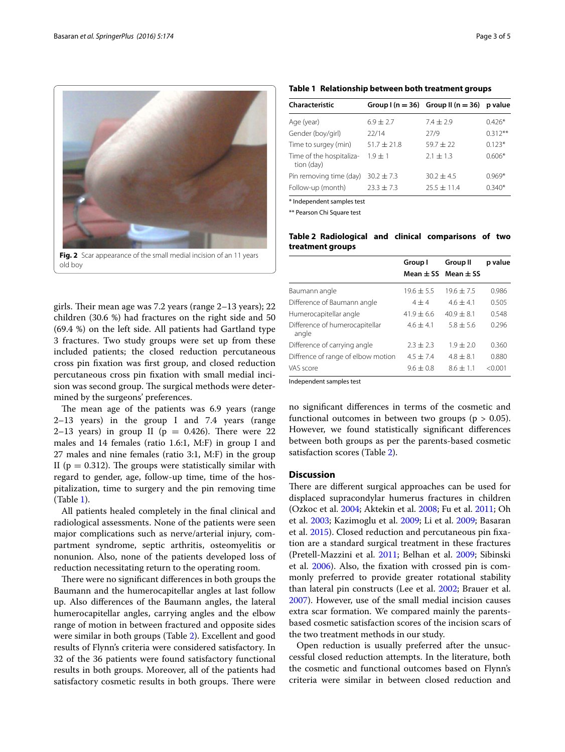Fig. 2 Scar appearance of the small medial incision of an 11 years old boy

girls. Their mean age was 7.2 years (range 2–13 years); 22 children (30.6 %) had fractures on the right side and 50 (69.4 %) on the left side. All patients had Gartland type 3 fractures. Two study groups were set up from these included patients; the closed reduction percutaneous cross pin fixation was first group, and closed reduction percutaneous cross pin fixation with small medial incision was second group. The surgical methods were determined by the surgeons' preferences.

The mean age of the patients was 6.9 years (range 2–13 years) in the group I and 7.4 years (range 2–13 years) in group II ($p = 0.426$). There were 22 males and 14 females (ratio 1.6:1, M:F) in group I and 27 males and nine females (ratio 3:1, M:F) in the group II ($p = 0.312$). The groups were statistically similar with regard to gender, age, follow-up time, time of the hospitalization, time to surgery and the pin removing time (Table 1).

All patients healed completely in the final clinical and radiological assessments. None of the patients were seen major complications such as nerve/arterial injury, compartment syndrome, septic arthritis, osteomyelitis or nonunion. Also, none of the patients developed loss of reduction necessitating return to the operating room.

There were no significant differences in both groups the Baumann and the humerocapitellar angles at last follow up. Also differences of the Baumann angles, the lateral humerocapitellar angles, carrying angles and the elbow range of motion in between fractured and opposite sides were similar in both groups (Table 2). Excellent and good results of Flynn's criteria were considered satisfactory. In 32 of the 36 patients were found satisfactory functional results in both groups. Moreover, all of the patients had satisfactory cosmetic results in both groups. There were no significant differences in terms of the cosmetic and functional outcomes in between two groups ($p > 0.05$). However, we found statistically significant differences between both groups as per the parents-based cosmetic satisfaction scores (Table 2).

**Table 1 Relationship between both treatment groups**

| Characteristic | Group I (n = 36) | Group II (n = 36) | p value |
|---|---|---|---|
| Age (year) | 6.9 ± 2.7 | 7.4 ± 2.9 | 0.426* |
| Gender (boy/girl) | 22/14 | 27/9 | 0.312** |
| Time to surgey (min) | 51.7 ± 21.8 | 59.7 ± 22 | 0.123* |
| Time of the hospitalization (day) | 1.9 ± 1 | 2.1 ± 1.3 | 0.606* |
| Pin removing time (day) | 30.2 ± 7.3 | 30.2 ± 4.5 | 0.969* |
| Follow-up (month) | 23.3 ± 7.3 | 25.5 ± 11.4 | 0.340* |

\* Independent samples test

\** Pearson Chi Square test

**Table 2 Radiological and clinical comparisons of two treatment groups**

| | Group I Mean ± SS | Group II Mean ± SS | p value |
|---|---|---|---|
| Baumann angle | 19.6 ± 5.5 | 19.6 ± 7.5 | 0.986 |
| Difference of Baumann angle | 4 ± 4 | 4.6 ± 4.1 | 0.505 |
| Humerocapitellar angle | 41.9 ± 6.6 | 40.9 ± 8.1 | 0.548 |
| Difference of humerocapitellar angle | 4.6 ± 4.1 | 5.8 ± 5.6 | 0.296 |
| Difference of carrying angle | 2.3 ± 2.3 | 1.9 ± 2.0 | 0.360 |
| Diffrence of range of elbow motion | 4.5 ± 7.4 | 4.8 ± 8.1 | 0.880 |
| VAS score | 9.6 ± 0.8 | 8.6 ± 1.1 | <0.001 |

Independent samples test

## Discussion

There are different surgical approaches can be used for displaced supracondylar humerus fractures in children (Ozkoc et al. 2004; Aktekin et al. 2008; Fu et al. 2011; Oh et al. 2003; Kazimoglu et al. 2009; Li et al. 2009; Basaran et al. 2015). Closed reduction and percutaneous pin fixation are a standard surgical treatment in these fractures (Pretell-Mazzini et al. 2011; Belhan et al. 2009; Sibinski et al. 2006). Also, the fixation with crossed pin is commonly preferred to provide greater rotational stability than lateral pin constructs (Lee et al. 2002; Brauer et al. 2007). However, use of the small medial incision causes extra scar formation. We compared mainly the parents-based cosmetic satisfaction scores of the incision scars of the two treatment methods in our study.

Open reduction is usually preferred after the unsuccessful closed reduction attempts. In the literature, both the cosmetic and functional outcomes based on Flynn's criteria were similar in between closed reduction and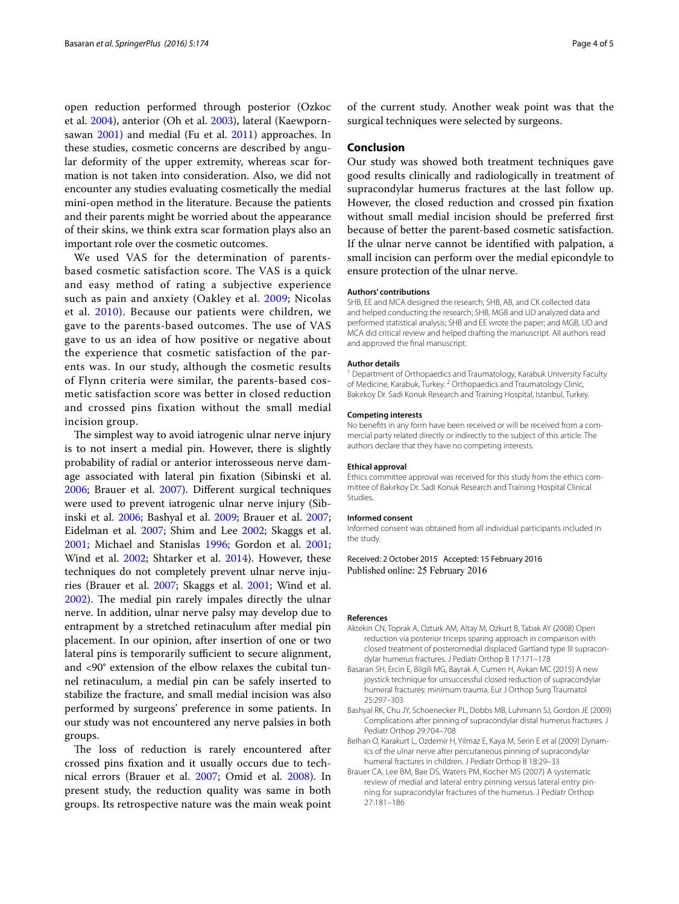open reduction performed through posterior (Ozkoc et al. 2004), anterior (Oh et al. 2003), lateral (Kaewpornsawan 2001) and medial (Fu et al. 2011) approaches. In these studies, cosmetic concerns are described by angular deformity of the upper extremity, whereas scar formation is not taken into consideration. Also, we did not encounter any studies evaluating cosmetically the medial mini-open method in the literature. Because the patients and their parents might be worried about the appearance of their skins, we think extra scar formation plays also an important role over the cosmetic outcomes.

We used VAS for the determination of parents-based cosmetic satisfaction score. The VAS is a quick and easy method of rating a subjective experience such as pain and anxiety (Oakley et al. 2009; Nicolas et al. 2010). Because our patients were children, we gave to the parents-based outcomes. The use of VAS gave to us an idea of how positive or negative about the experience that cosmetic satisfaction of the parents was. In our study, although the cosmetic results of Flynn criteria were similar, the parents-based cosmetic satisfaction score was better in closed reduction and crossed pins fixation without the small medial incision group.

The simplest way to avoid iatrogenic ulnar nerve injury is to not insert a medial pin. However, there is slightly probability of radial or anterior interosseous nerve damage associated with lateral pin fixation (Sibinski et al. 2006; Brauer et al. 2007). Different surgical techniques were used to prevent iatrogenic ulnar nerve injury (Sibinski et al. 2006; Bashyal et al. 2009; Brauer et al. 2007; Eidelman et al. 2007; Shim and Lee 2002; Skaggs et al. 2001; Michael and Stanislas 1996; Gordon et al. 2001; Wind et al. 2002; Shtarker et al. 2014). However, these techniques do not completely prevent ulnar nerve injuries (Brauer et al. 2007; Skaggs et al. 2001; Wind et al. 2002). The medial pin rarely impales directly the ulnar nerve. In addition, ulnar nerve palsy may develop due to entrapment by a stretched retinaculum after medial pin placement. In our opinion, after insertion of one or two lateral pins is temporarily sufficient to secure alignment, and <90° extension of the elbow relaxes the cubital tunnel retinaculum, a medial pin can be safely inserted to stabilize the fracture, and small medial incision was also performed by surgeons' preference in some patients. In our study was not encountered any nerve palsies in both groups.

The loss of reduction is rarely encountered after crossed pins fixation and it usually occurs due to technical errors (Brauer et al. 2007; Omid et al. 2008). In present study, the reduction quality was same in both groups. Its retrospective nature was the main weak point of the current study. Another weak point was that the surgical techniques were selected by surgeons.

## Conclusion

Our study was showed both treatment techniques gave good results clinically and radiologically in treatment of supracondylar humerus fractures at the last follow up. However, the closed reduction and crossed pin fixation without small medial incision should be preferred first because of better the parent-based cosmetic satisfaction. If the ulnar nerve cannot be identified with palpation, a small incision can perform over the medial epicondyle to ensure protection of the ulnar nerve.

#### Authors' contributions

SHB, EE and MCA designed the research; SHB, AB, and CK collected data and helped conducting the research; SHB, MGB and UD analyzed data and performed statistical analysis; SHB and EE wrote the paper; and MGB, UD and MCA did critical review and helped drafting the manuscript. All authors read and approved the final manuscript.

#### Author details

[1] Department of Orthopaedics and Traumatology, Karabuk University Faculty of Medicine, Karabuk, Turkey. [2] Orthopaedics and Traumatology Clinic, Bakırkoy Dr. Sadi Konuk Research and Training Hospital, Istanbul, Turkey.

#### Competing interests

No benefits in any form have been received or will be received from a commercial party related directly or indirectly to the subject of this article. The authors declare that they have no competing interests.

#### Ethical approval

Ethics committee approval was received for this study from the ethics committee of Bakırkoy Dr. Sadi Konuk Research and Training Hospital Clinical Studies.

#### Informed consent

Informed consent was obtained from all individual participants included in the study.

Received: 2 October 2015 Accepted: 15 February 2016
Published online: 25 February 2016

#### References

- Aktekin CN, Toprak A, Ozturk AM, Altay M, Ozkurt B, Tabak AY (2008) Open reduction via posterior triceps sparing approach in comparison with closed treatment of posteromedial displaced Gartland type III supracondylar humerus fractures. J Pediatr Orthop B 17:171–178
- Basaran SH, Ercin E, Bilgili MG, Bayrak A, Cumen H, Avkan MC (2015) A new joystick technique for unsuccessful closed reduction of supracondylar humeral fractures: minimum trauma. Eur J Orthop Surg Traumatol 25:297–303
- Bashyal RK, Chu JY, Schoenecker PL, Dobbs MB, Luhmann SJ, Gordon JE (2009) Complications after pinning of supracondylar distal humerus fractures. J Pediatr Orthop 29:704–708
- Belhan O, Karakurt L, Ozdemir H, Yilmaz E, Kaya M, Serin E et al (2009) Dynamics of the ulnar nerve after percutaneous pinning of supracondylar humeral fractures in children. J Pediatr Orthop B 18:29–33
- Brauer CA, Lee BM, Bae DS, Waters PM, Kocher MS (2007) A systematic review of medial and lateral entry pinning versus lateral entry pinning for supracondylar fractures of the humerus. J Pediatr Orthop 27:181–186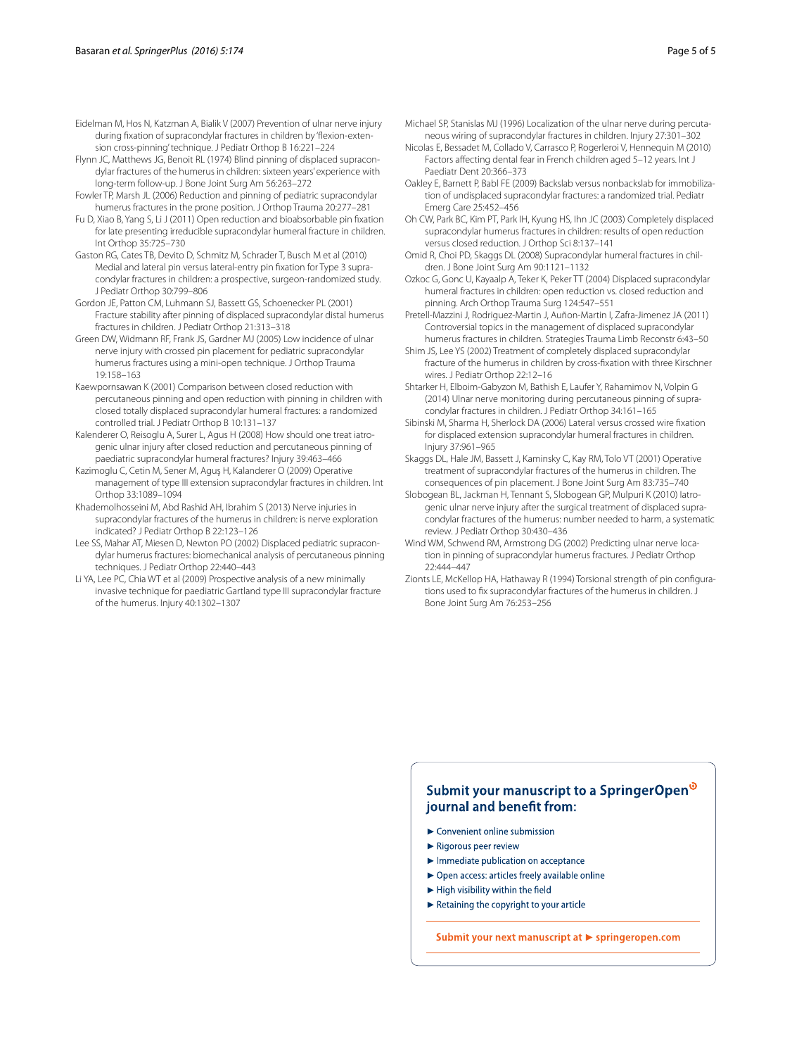Eidelman M, Hos N, Katzman A, Bialik V (2007) Prevention of ulnar nerve injury during fixation of supracondylar fractures in children by 'flexion-extension cross-pinning' technique. J Pediatr Orthop B 16:221–224

Flynn JC, Matthews JG, Benoit RL (1974) Blind pinning of displaced supracondylar fractures of the humerus in children: sixteen years' experience with long-term follow-up. J Bone Joint Surg Am 56:263–272

Fowler TP, Marsh JL (2006) Reduction and pinning of pediatric supracondylar humerus fractures in the prone position. J Orthop Trauma 20:277–281

Fu D, Xiao B, Yang S, Li J (2011) Open reduction and bioabsorbable pin fixation for late presenting irreducible supracondylar humeral fracture in children. Int Orthop 35:725–730

Gaston RG, Cates TB, Devito D, Schmitz M, Schrader T, Busch M et al (2010) Medial and lateral pin versus lateral-entry pin fixation for Type 3 supracondylar fractures in children: a prospective, surgeon-randomized study. J Pediatr Orthop 30:799–806

Gordon JE, Patton CM, Luhmann SJ, Bassett GS, Schoenecker PL (2001) Fracture stability after pinning of displaced supracondylar distal humerus fractures in children. J Pediatr Orthop 21:313–318

Green DW, Widmann RF, Frank JS, Gardner MJ (2005) Low incidence of ulnar nerve injury with crossed pin placement for pediatric supracondylar humerus fractures using a mini-open technique. J Orthop Trauma 19:158–163

Kaewpornsawan K (2001) Comparison between closed reduction with percutaneous pinning and open reduction with pinning in children with closed totally displaced supracondylar humeral fractures: a randomized controlled trial. J Pediatr Orthop B 10:131–137

Kalenderer O, Reisoglu A, Surer L, Agus H (2008) How should one treat iatrogenic ulnar injury after closed reduction and percutaneous pinning of paediatric supracondylar humeral fractures? Injury 39:463–466

Kazimoglu C, Cetin M, Sener M, Aguş H, Kalenderer O (2009) Operative management of type III extension supracondylar fractures in children. Int Orthop 33:1089–1094

Khademolhosseini M, Abd Rashid AH, Ibrahim S (2013) Nerve injuries in supracondylar fractures of the humerus in children: is nerve exploration indicated? J Pediatr Orthop B 22:123–126

Lee SS, Mahar AT, Miesen D, Newton PO (2002) Displaced pediatric supracondylar humerus fractures: biomechanical analysis of percutaneous pinning techniques. J Pediatr Orthop 22:440–443

Li YA, Lee PC, Chia WT et al (2009) Prospective analysis of a new minimally invasive technique for paediatric Gartland type III supracondylar fracture of the humerus. Injury 40:1302–1307

Michael SP, Stanislas MJ (1996) Localization of the ulnar nerve during percutaneous wiring of supracondylar fractures in children. Injury 27:301–302

Nicolas E, Bessadet M, Collado V, Carrasco P, Rogerleroi V, Hennequin M (2010) Factors affecting dental fear in French children aged 5–12 years. Int J Paediatr Dent 20:366–373

Oakley E, Barnett P, Babl FE (2009) Backslab versus nonbackslab for immobilization of undisplaced supracondylar fractures: a randomized trial. Pediatr Emerg Care 25:452–456

Oh CW, Park BC, Kim PT, Park IH, Kyung HS, Ihn JC (2003) Completely displaced supracondylar humerus fractures in children: results of open reduction versus closed reduction. J Orthop Sci 8:137–141

Omid R, Choi PD, Skaggs DL (2008) Supracondylar humeral fractures in children. J Bone Joint Surg Am 90:1121–1132

Ozkoc G, Gonc U, Kayaalp A, Teker K, Peker TT (2004) Displaced supracondylar humeral fractures in children: open reduction vs. closed reduction and pinning. Arch Orthop Trauma Surg 124:547–551

Pretell-Mazzini J, Rodriguez-Martin J, Auñon-Martin I, Zafra-Jimenez JA (2011) Controversial topics in the management of displaced supracondylar humerus fractures in children. Strategies Trauma Limb Reconstr 6:43–50

Shim JS, Lee YS (2002) Treatment of completely displaced supracondylar fracture of the humerus in children by cross-fixation with three Kirschner wires. J Pediatr Orthop 22:12–16

Shtarker H, Elboim-Gabyzon M, Bathish E, Laufer Y, Rahamimov N, Volpin G (2014) Ulnar nerve monitoring during percutaneous pinning of supracondylar fractures in children. J Pediatr Orthop 34:161–165

Sibinski M, Sharma H, Sherlock DA (2006) Lateral versus crossed wire fixation for displaced extension supracondylar humeral fractures in children. Injury 37:961–965

Skaggs DL, Hale JM, Bassett J, Kaminsky C, Kay RM, Tolo VT (2001) Operative treatment of supracondylar fractures of the humerus in children. The consequences of pin placement. J Bone Joint Surg Am 83:735–740

Slobogean BL, Jackman H, Tennant S, Slobogean GP, Mulpuri K (2010) Iatrogenic ulnar nerve injury after the surgical treatment of displaced supracondylar fractures of the humerus: number needed to harm, a systematic review. J Pediatr Orthop 30:430–436

Wind WM, Schwend RM, Armstrong DG (2002) Predicting ulnar nerve location in pinning of supracondylar humerus fractures. J Pediatr Orthop 22:444–447

Zionts LE, McKellop HA, Hathaway R (1994) Torsional strength of pin configurations used to fix supracondylar fractures of the humerus in children. J Bone Joint Surg Am 76:253–256

**Submit your manuscript to a SpringerOpen journal and benefit from:**

- Convenient online submission
- Rigorous peer review
- Immediate publication on acceptance
- Open access: articles freely available online
- High visibility within the field
- Retaining the copyright to your article

**Submit your next manuscript at ▶ springeropen.com**